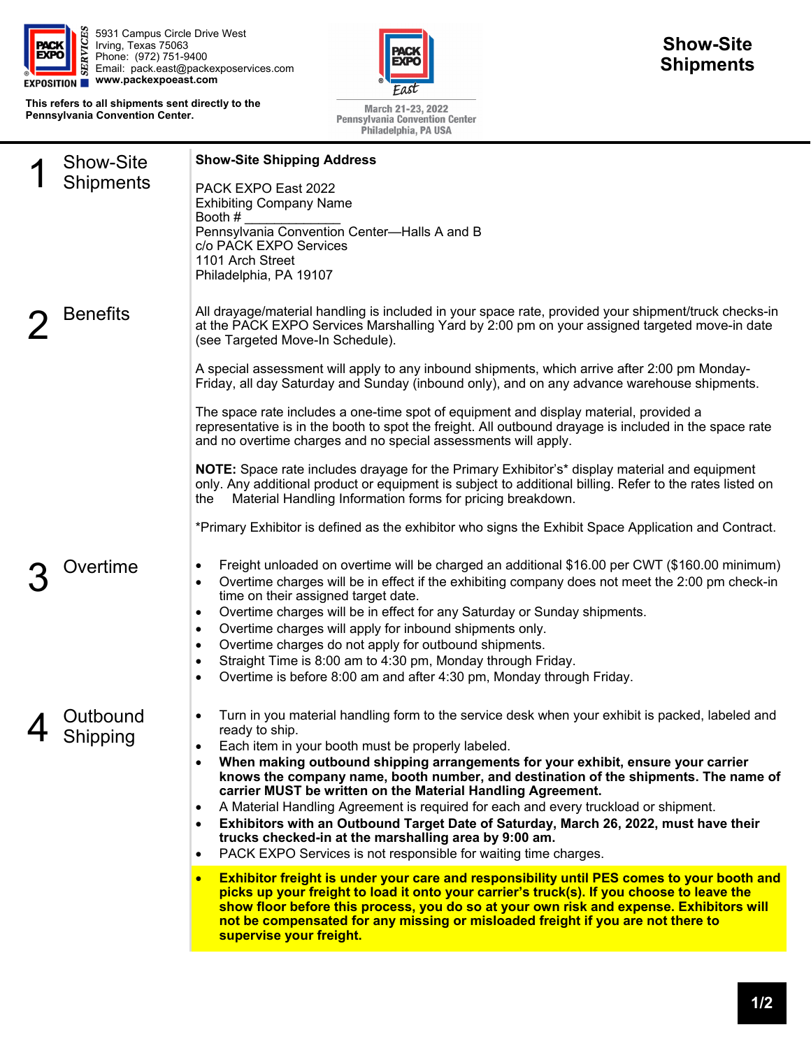PACK EXPO SERVICES EXPOSITION

5931 Campus Circle Drive West
Irving, Texas 75063
Phone: (972) 751-9400
Email: pack.east@packexposervices.com
**www.packexpoeast.com**

**This refers to all shipments sent directly to the Pennsylvania Convention Center.**

PACK EXPO East
March 21-23, 2022
Pennsylvania Convention Center
Philadelphia, PA USA

# Show-Site Shipments

## 1 Show-Site Shipments

**Show-Site Shipping Address**

PACK EXPO East 2022
Exhibiting Company Name
Booth # _____________
Pennsylvania Convention Center—Halls A and B
c/o PACK EXPO Services
1101 Arch Street
Philadelphia, PA 19107

## 2 Benefits

All drayage/material handling is included in your space rate, provided your shipment/truck checks-in at the PACK EXPO Services Marshalling Yard by 2:00 pm on your assigned targeted move-in date (see Targeted Move-In Schedule).

A special assessment will apply to any inbound shipments, which arrive after 2:00 pm Monday-Friday, all day Saturday and Sunday (inbound only), and on any advance warehouse shipments.

The space rate includes a one-time spot of equipment and display material, provided a representative is in the booth to spot the freight. All outbound drayage is included in the space rate and no overtime charges and no special assessments will apply.

**NOTE:** Space rate includes drayage for the Primary Exhibitor's* display material and equipment only. Any additional product or equipment is subject to additional billing. Refer to the rates listed on the Material Handling Information forms for pricing breakdown.

*Primary Exhibitor is defined as the exhibitor who signs the Exhibit Space Application and Contract.

## 3 Overtime

- Freight unloaded on overtime will be charged an additional $16.00 per CWT ($160.00 minimum)
- Overtime charges will be in effect if the exhibiting company does not meet the 2:00 pm check-in time on their assigned target date.
- Overtime charges will be in effect for any Saturday or Sunday shipments.
- Overtime charges will apply for inbound shipments only.
- Overtime charges do not apply for outbound shipments.
- Straight Time is 8:00 am to 4:30 pm, Monday through Friday.
- Overtime is before 8:00 am and after 4:30 pm, Monday through Friday.

## 4 Outbound Shipping

- Turn in you material handling form to the service desk when your exhibit is packed, labeled and ready to ship.
- Each item in your booth must be properly labeled.
- **When making outbound shipping arrangements for your exhibit, ensure your carrier knows the company name, booth number, and destination of the shipments. The name of carrier MUST be written on the Material Handling Agreement.**
- A Material Handling Agreement is required for each and every truckload or shipment.
- **Exhibitors with an Outbound Target Date of Saturday, March 26, 2022, must have their trucks checked-in at the marshalling area by 9:00 am.**
- PACK EXPO Services is not responsible for waiting time charges.
- **Exhibitor freight is under your care and responsibility until PES comes to your booth and picks up your freight to load it onto your carrier's truck(s). If you choose to leave the show floor before this process, you do so at your own risk and expense. Exhibitors will not be compensated for any missing or misloaded freight if you are not there to supervise your freight.**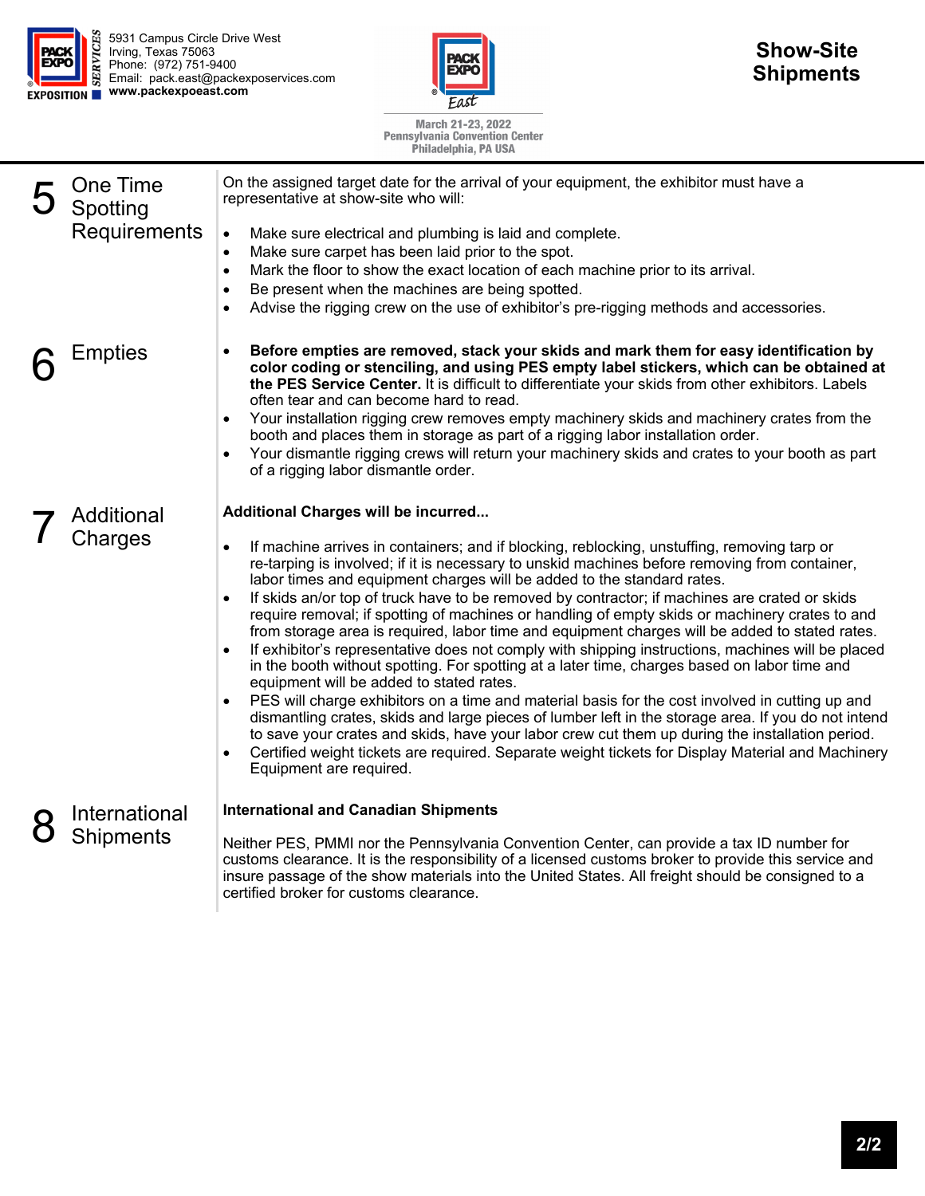5931 Campus Circle Drive West
Irving, Texas 75063
Phone: (972) 751-9400
Email: pack.east@packexposervices.com
www.packexpoeast.com

March 21-23, 2022
Pennsylvania Convention Center
Philadelphia, PA USA

# Show-Site Shipments

## 5 One Time Spotting Requirements

On the assigned target date for the arrival of your equipment, the exhibitor must have a representative at show-site who will:

- Make sure electrical and plumbing is laid and complete.
- Make sure carpet has been laid prior to the spot.
- Mark the floor to show the exact location of each machine prior to its arrival.
- Be present when the machines are being spotted.
- Advise the rigging crew on the use of exhibitor's pre-rigging methods and accessories.

## 6 Empties

- **Before empties are removed, stack your skids and mark them for easy identification by color coding or stenciling, and using PES empty label stickers, which can be obtained at the PES Service Center.** It is difficult to differentiate your skids from other exhibitors. Labels often tear and can become hard to read.
- Your installation rigging crew removes empty machinery skids and machinery crates from the booth and places them in storage as part of a rigging labor installation order.
- Your dismantle rigging crews will return your machinery skids and crates to your booth as part of a rigging labor dismantle order.

## 7 Additional Charges

**Additional Charges will be incurred...**

- If machine arrives in containers; and if blocking, reblocking, unstuffing, removing tarp or re-tarping is involved; if it is necessary to unskid machines before removing from container, labor times and equipment charges will be added to the standard rates.
- If skids an/or top of truck have to be removed by contractor; if machines are crated or skids require removal; if spotting of machines or handling of empty skids or machinery crates to and from storage area is required, labor time and equipment charges will be added to stated rates.
- If exhibitor's representative does not comply with shipping instructions, machines will be placed in the booth without spotting. For spotting at a later time, charges based on labor time and equipment will be added to stated rates.
- PES will charge exhibitors on a time and material basis for the cost involved in cutting up and dismantling crates, skids and large pieces of lumber left in the storage area. If you do not intend to save your crates and skids, have your labor crew cut them up during the installation period.
- Certified weight tickets are required. Separate weight tickets for Display Material and Machinery Equipment are required.

## 8 International Shipments

**International and Canadian Shipments**

Neither PES, PMMI nor the Pennsylvania Convention Center, can provide a tax ID number for customs clearance. It is the responsibility of a licensed customs broker to provide this service and insure passage of the show materials into the United States. All freight should be consigned to a certified broker for customs clearance.